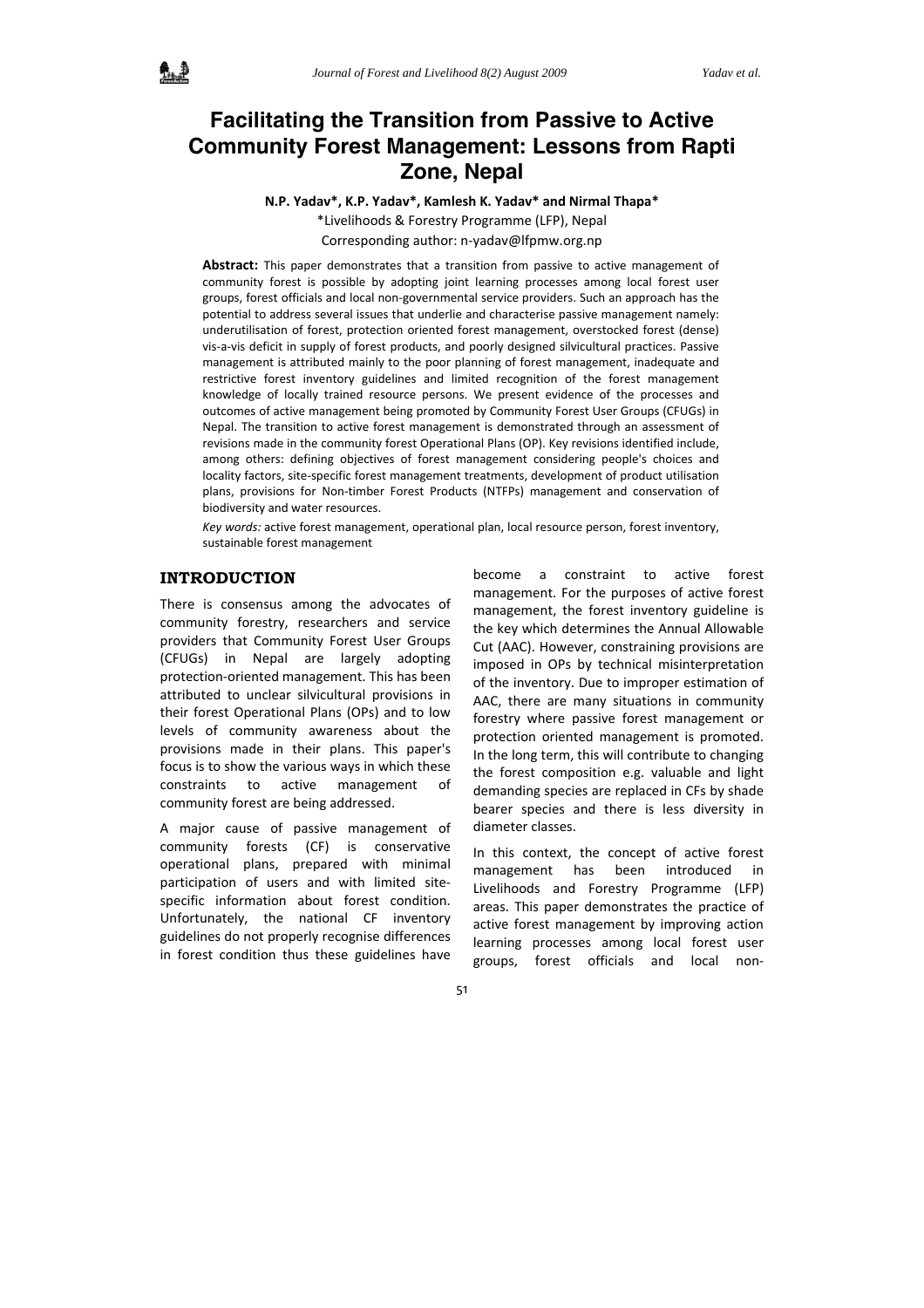# Facilitating the Transition from Passive to Active Community Forest Management: Lessons from Rapti Zone, Nepal

**N.P. Yadav\*, K.P. Yadav\*, Kamlesh K. Yadav\* and Nirmal Thapa\***

\*Livelihoods & Forestry Programme (LFP), Nepal

Corresponding author: n-yadav@lfpmw.org.np

**Abstract:** This paper demonstrates that a transition from passive to active management of community forest is possible by adopting joint learning processes among local forest user groups, forest officials and local non-governmental service providers. Such an approach has the potential to address several issues that underlie and characterise passive management namely: underutilisation of forest, protection oriented forest management, overstocked forest (dense) vis-a-vis deficit in supply of forest products, and poorly designed silvicultural practices. Passive management is attributed mainly to the poor planning of forest management, inadequate and restrictive forest inventory guidelines and limited recognition of the forest management knowledge of locally trained resource persons. We present evidence of the processes and outcomes of active management being promoted by Community Forest User Groups (CFUGs) in Nepal. The transition to active forest management is demonstrated through an assessment of revisions made in the community forest Operational Plans (OP). Key revisions identified include, among others: defining objectives of forest management considering people's choices and locality factors, site-specific forest management treatments, development of product utilisation plans, provisions for Non-timber Forest Products (NTFPs) management and conservation of biodiversity and water resources.

*Key words:* active forest management, operational plan, local resource person, forest inventory, sustainable forest management

## INTRODUCTION

There is consensus among the advocates of community forestry, researchers and service providers that Community Forest User Groups (CFUGs) in Nepal are largely adopting protection-oriented management. This has been attributed to unclear silvicultural provisions in their forest Operational Plans (OPs) and to low levels of community awareness about the provisions made in their plans. This paper's focus is to show the various ways in which these constraints to active management of community forest are being addressed.

A major cause of passive management of community forests (CF) is conservative operational plans, prepared with minimal participation of users and with limited site-specific information about forest condition. Unfortunately, the national CF inventory guidelines do not properly recognise differences in forest condition thus these guidelines have become a constraint to active forest management. For the purposes of active forest management, the forest inventory guideline is the key which determines the Annual Allowable Cut (AAC). However, constraining provisions are imposed in OPs by technical misinterpretation of the inventory. Due to improper estimation of AAC, there are many situations in community forestry where passive forest management or protection oriented management is promoted. In the long term, this will contribute to changing the forest composition e.g. valuable and light demanding species are replaced in CFs by shade bearer species and there is less diversity in diameter classes.

In this context, the concept of active forest management has been introduced in Livelihoods and Forestry Programme (LFP) areas. This paper demonstrates the practice of active forest management by improving action learning processes among local forest user groups, forest officials and local non-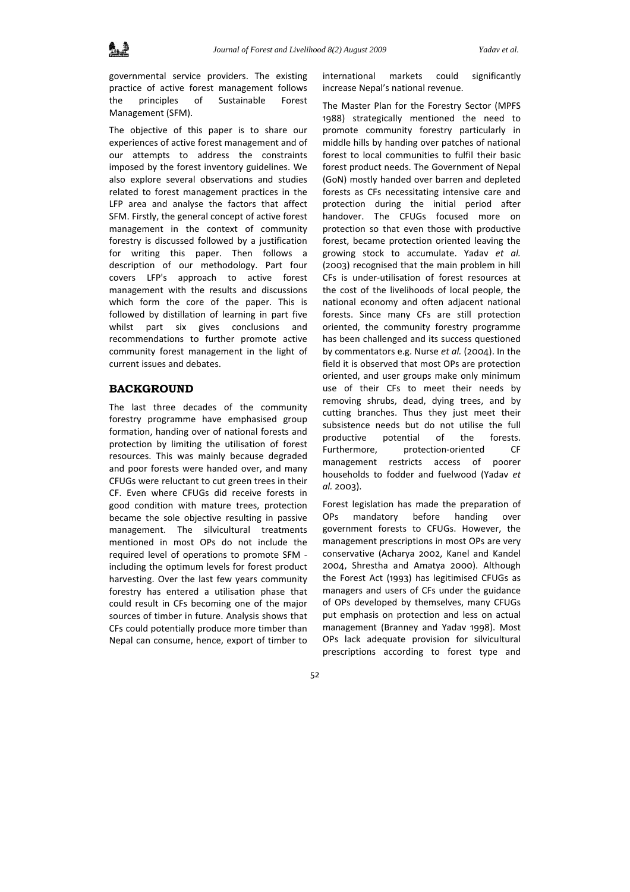governmental service providers. The existing practice of active forest management follows the principles of Sustainable Forest Management (SFM).

The objective of this paper is to share our experiences of active forest management and of our attempts to address the constraints imposed by the forest inventory guidelines. We also explore several observations and studies related to forest management practices in the LFP area and analyse the factors that affect SFM. Firstly, the general concept of active forest management in the context of community forestry is discussed followed by a justification for writing this paper. Then follows a description of our methodology. Part four covers LFP's approach to active forest management with the results and discussions which form the core of the paper. This is followed by distillation of learning in part five whilst part six gives conclusions and recommendations to further promote active community forest management in the light of current issues and debates.

## BACKGROUND

The last three decades of the community forestry programme have emphasised group formation, handing over of national forests and protection by limiting the utilisation of forest resources. This was mainly because degraded and poor forests were handed over, and many CFUGs were reluctant to cut green trees in their CF. Even where CFUGs did receive forests in good condition with mature trees, protection became the sole objective resulting in passive management. The silvicultural treatments mentioned in most OPs do not include the required level of operations to promote SFM - including the optimum levels for forest product harvesting. Over the last few years community forestry has entered a utilisation phase that could result in CFs becoming one of the major sources of timber in future. Analysis shows that CFs could potentially produce more timber than Nepal can consume, hence, export of timber to international markets could significantly increase Nepal's national revenue.

The Master Plan for the Forestry Sector (MPFS 1988) strategically mentioned the need to promote community forestry particularly in middle hills by handing over patches of national forest to local communities to fulfil their basic forest product needs. The Government of Nepal (GoN) mostly handed over barren and depleted forests as CFs necessitating intensive care and protection during the initial period after handover. The CFUGs focused more on protection so that even those with productive forest, became protection oriented leaving the growing stock to accumulate. Yadav *et al.* (2003) recognised that the main problem in hill CFs is under-utilisation of forest resources at the cost of the livelihoods of local people, the national economy and often adjacent national forests. Since many CFs are still protection oriented, the community forestry programme has been challenged and its success questioned by commentators e.g. Nurse *et al.* (2004). In the field it is observed that most OPs are protection oriented, and user groups make only minimum use of their CFs to meet their needs by removing shrubs, dead, dying trees, and by cutting branches. Thus they just meet their subsistence needs but do not utilise the full productive potential of the forests. Furthermore, protection-oriented CF management restricts access of poorer households to fodder and fuelwood (Yadav *et al.* 2003).

Forest legislation has made the preparation of OPs mandatory before handing over government forests to CFUGs. However, the management prescriptions in most OPs are very conservative (Acharya 2002, Kanel and Kandel 2004, Shrestha and Amatya 2000). Although the Forest Act (1993) has legitimised CFUGs as managers and users of CFs under the guidance of OPs developed by themselves, many CFUGs put emphasis on protection and less on actual management (Branney and Yadav 1998). Most OPs lack adequate provision for silvicultural prescriptions according to forest type and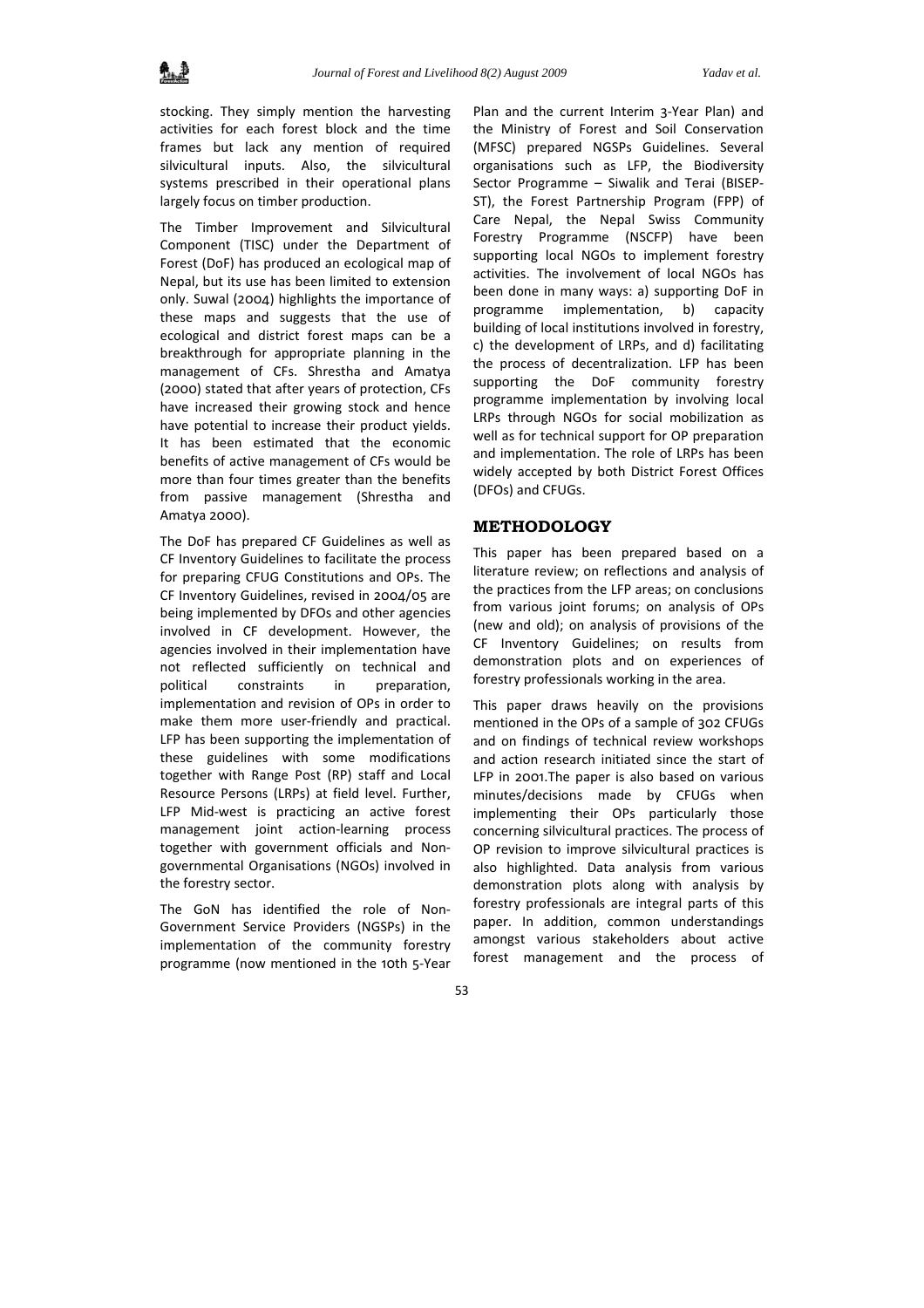stocking. They simply mention the harvesting activities for each forest block and the time frames but lack any mention of required silvicultural inputs. Also, the silvicultural systems prescribed in their operational plans largely focus on timber production.

The Timber Improvement and Silvicultural Component (TISC) under the Department of Forest (DoF) has produced an ecological map of Nepal, but its use has been limited to extension only. Suwal (2004) highlights the importance of these maps and suggests that the use of ecological and district forest maps can be a breakthrough for appropriate planning in the management of CFs. Shrestha and Amatya (2000) stated that after years of protection, CFs have increased their growing stock and hence have potential to increase their product yields. It has been estimated that the economic benefits of active management of CFs would be more than four times greater than the benefits from passive management (Shrestha and Amatya 2000).

The DoF has prepared CF Guidelines as well as CF Inventory Guidelines to facilitate the process for preparing CFUG Constitutions and OPs. The CF Inventory Guidelines, revised in 2004/05 are being implemented by DFOs and other agencies involved in CF development. However, the agencies involved in their implementation have not reflected sufficiently on technical and political constraints in preparation, implementation and revision of OPs in order to make them more user-friendly and practical. LFP has been supporting the implementation of these guidelines with some modifications together with Range Post (RP) staff and Local Resource Persons (LRPs) at field level. Further, LFP Mid-west is practicing an active forest management joint action-learning process together with government officials and Non-governmental Organisations (NGOs) involved in the forestry sector.

The GoN has identified the role of Non-Government Service Providers (NGSPs) in the implementation of the community forestry programme (now mentioned in the 10th 5-Year Plan and the current Interim 3-Year Plan) and the Ministry of Forest and Soil Conservation (MFSC) prepared NGSPs Guidelines. Several organisations such as LFP, the Biodiversity Sector Programme – Siwalik and Terai (BISEP-ST), the Forest Partnership Program (FPP) of Care Nepal, the Nepal Swiss Community Forestry Programme (NSCFP) have been supporting local NGOs to implement forestry activities. The involvement of local NGOs has been done in many ways: a) supporting DoF in programme implementation, b) capacity building of local institutions involved in forestry, c) the development of LRPs, and d) facilitating the process of decentralization. LFP has been supporting the DoF community forestry programme implementation by involving local LRPs through NGOs for social mobilization as well as for technical support for OP preparation and implementation. The role of LRPs has been widely accepted by both District Forest Offices (DFOs) and CFUGs.

## METHODOLOGY

This paper has been prepared based on a literature review; on reflections and analysis of the practices from the LFP areas; on conclusions from various joint forums; on analysis of OPs (new and old); on analysis of provisions of the CF Inventory Guidelines; on results from demonstration plots and on experiences of forestry professionals working in the area.

This paper draws heavily on the provisions mentioned in the OPs of a sample of 302 CFUGs and on findings of technical review workshops and action research initiated since the start of LFP in 2001.The paper is also based on various minutes/decisions made by CFUGs when implementing their OPs particularly those concerning silvicultural practices. The process of OP revision to improve silvicultural practices is also highlighted. Data analysis from various demonstration plots along with analysis by forestry professionals are integral parts of this paper. In addition, common understandings amongst various stakeholders about active forest management and the process of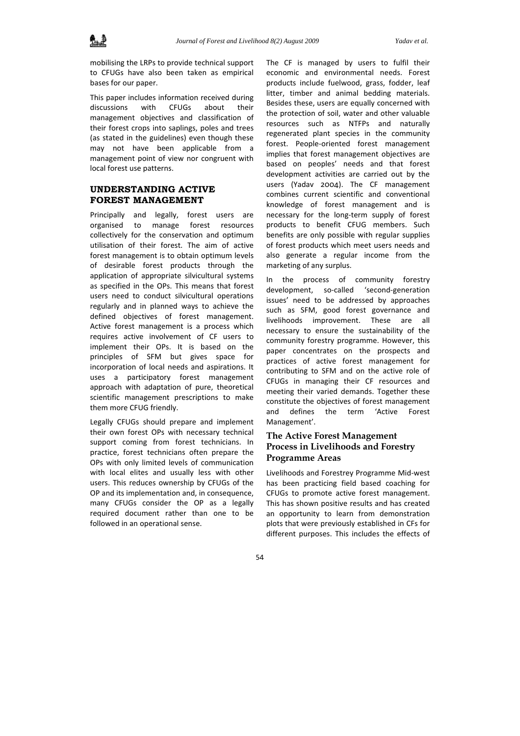mobilising the LRPs to provide technical support to CFUGs have also been taken as empirical bases for our paper.

This paper includes information received during discussions with CFUGs about their management objectives and classification of their forest crops into saplings, poles and trees (as stated in the guidelines) even though these may not have been applicable from a management point of view nor congruent with local forest use patterns.

## UNDERSTANDING ACTIVE FOREST MANAGEMENT

Principally and legally, forest users are organised to manage forest resources collectively for the conservation and optimum utilisation of their forest. The aim of active forest management is to obtain optimum levels of desirable forest products through the application of appropriate silvicultural systems as specified in the OPs. This means that forest users need to conduct silvicultural operations regularly and in planned ways to achieve the defined objectives of forest management. Active forest management is a process which requires active involvement of CF users to implement their OPs. It is based on the principles of SFM but gives space for incorporation of local needs and aspirations. It uses a participatory forest management approach with adaptation of pure, theoretical scientific management prescriptions to make them more CFUG friendly.

Legally CFUGs should prepare and implement their own forest OPs with necessary technical support coming from forest technicians. In practice, forest technicians often prepare the OPs with only limited levels of communication with local elites and usually less with other users. This reduces ownership by CFUGs of the OP and its implementation and, in consequence, many CFUGs consider the OP as a legally required document rather than one to be followed in an operational sense.

The CF is managed by users to fulfil their economic and environmental needs. Forest products include fuelwood, grass, fodder, leaf litter, timber and animal bedding materials. Besides these, users are equally concerned with the protection of soil, water and other valuable resources such as NTFPs and naturally regenerated plant species in the community forest. People-oriented forest management implies that forest management objectives are based on peoples' needs and that forest development activities are carried out by the users (Yadav 2004). The CF management combines current scientific and conventional knowledge of forest management and is necessary for the long-term supply of forest products to benefit CFUG members. Such benefits are only possible with regular supplies of forest products which meet users needs and also generate a regular income from the marketing of any surplus.

In the process of community forestry development, so-called 'second-generation issues' need to be addressed by approaches such as SFM, good forest governance and livelihoods improvement. These are all necessary to ensure the sustainability of the community forestry programme. However, this paper concentrates on the prospects and practices of active forest management for contributing to SFM and on the active role of CFUGs in managing their CF resources and meeting their varied demands. Together these constitute the objectives of forest management and defines the term 'Active Forest Management'.

### The Active Forest Management Process in Livelihoods and Forestry Programme Areas

Livelihoods and Forestrey Programme Mid-west has been practicing field based coaching for CFUGs to promote active forest management. This has shown positive results and has created an opportunity to learn from demonstration plots that were previously established in CFs for different purposes. This includes the effects of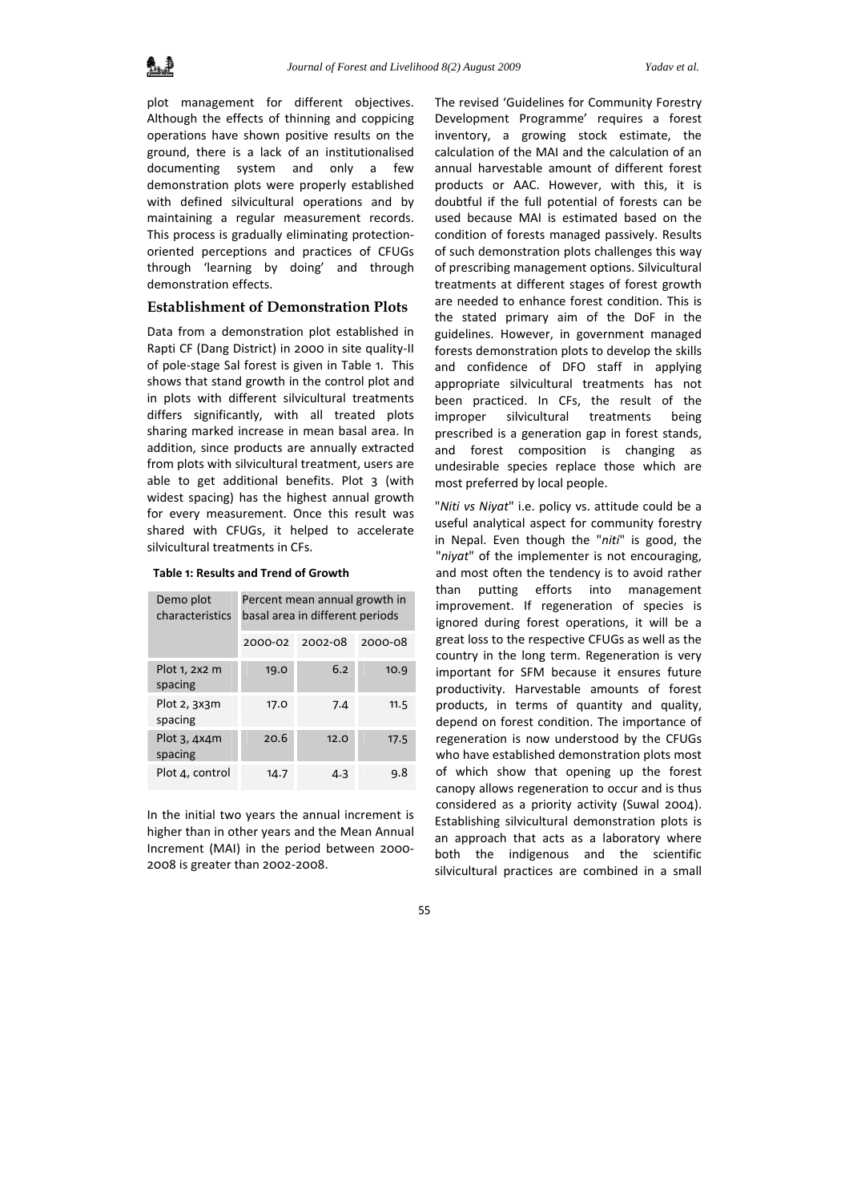plot management for different objectives. Although the effects of thinning and coppicing operations have shown positive results on the ground, there is a lack of an institutionalised documenting system and only a few demonstration plots were properly established with defined silvicultural operations and by maintaining a regular measurement records. This process is gradually eliminating protection-oriented perceptions and practices of CFUGs through 'learning by doing' and through demonstration effects.

## Establishment of Demonstration Plots

Data from a demonstration plot established in Rapti CF (Dang District) in 2000 in site quality-II of pole-stage Sal forest is given in Table 1. This shows that stand growth in the control plot and in plots with different silvicultural treatments differs significantly, with all treated plots sharing marked increase in mean basal area. In addition, since products are annually extracted from plots with silvicultural treatment, users are able to get additional benefits. Plot 3 (with widest spacing) has the highest annual growth for every measurement. Once this result was shared with CFUGs, it helped to accelerate silvicultural treatments in CFs.

**Table 1: Results and Trend of Growth**

| Demo plot characteristics | Percent mean annual growth in basal area in different periods | | |
|---|---|---|---|
| | 2000-02 | 2002-08 | 2000-08 |
| Plot 1, 2x2 m spacing | 19.0 | 6.2 | 10.9 |
| Plot 2, 3x3m spacing | 17.0 | 7.4 | 11.5 |
| Plot 3, 4x4m spacing | 20.6 | 12.0 | 17.5 |
| Plot 4, control | 14.7 | 4.3 | 9.8 |

In the initial two years the annual increment is higher than in other years and the Mean Annual Increment (MAI) in the period between 2000-2008 is greater than 2002-2008.

The revised 'Guidelines for Community Forestry Development Programme' requires a forest inventory, a growing stock estimate, the calculation of the MAI and the calculation of an annual harvestable amount of different forest products or AAC. However, with this, it is doubtful if the full potential of forests can be used because MAI is estimated based on the condition of forests managed passively. Results of such demonstration plots challenges this way of prescribing management options. Silvicultural treatments at different stages of forest growth are needed to enhance forest condition. This is the stated primary aim of the DoF in the guidelines. However, in government managed forests demonstration plots to develop the skills and confidence of DFO staff in applying appropriate silvicultural treatments has not been practiced. In CFs, the result of the improper silvicultural treatments being prescribed is a generation gap in forest stands, and forest composition is changing as undesirable species replace those which are most preferred by local people.

"*Niti vs Niyat*" i.e. policy vs. attitude could be a useful analytical aspect for community forestry in Nepal. Even though the "*niti*" is good, the "*niyat*" of the implementer is not encouraging, and most often the tendency is to avoid rather than putting efforts into management improvement. If regeneration of species is ignored during forest operations, it will be a great loss to the respective CFUGs as well as the country in the long term. Regeneration is very important for SFM because it ensures future productivity. Harvestable amounts of forest products, in terms of quantity and quality, depend on forest condition. The importance of regeneration is now understood by the CFUGs who have established demonstration plots most of which show that opening up the forest canopy allows regeneration to occur and is thus considered as a priority activity (Suwal 2004). Establishing silvicultural demonstration plots is an approach that acts as a laboratory where both the indigenous and the scientific silvicultural practices are combined in a small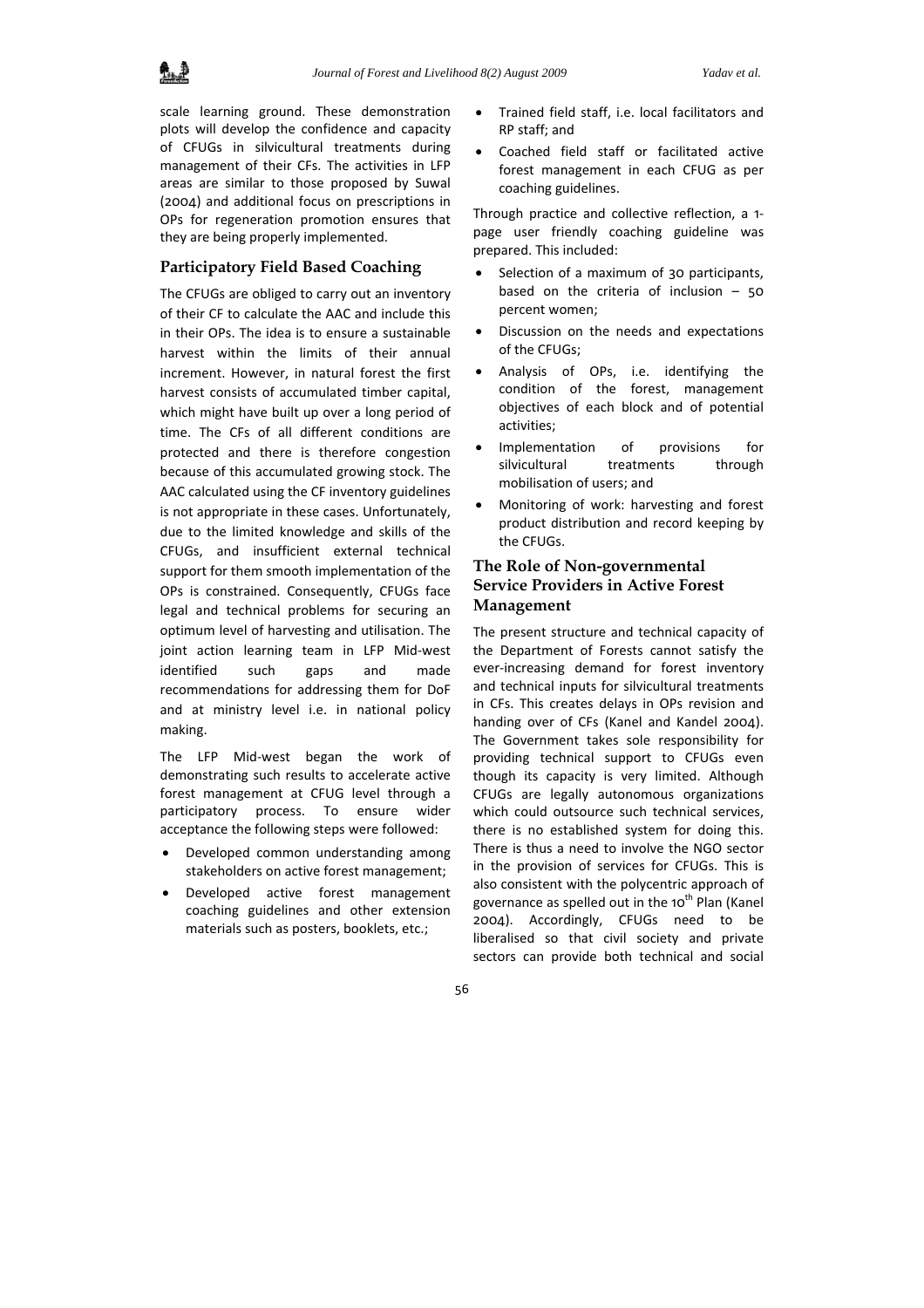scale learning ground. These demonstration plots will develop the confidence and capacity of CFUGs in silvicultural treatments during management of their CFs. The activities in LFP areas are similar to those proposed by Suwal (2004) and additional focus on prescriptions in OPs for regeneration promotion ensures that they are being properly implemented.

## Participatory Field Based Coaching

The CFUGs are obliged to carry out an inventory of their CF to calculate the AAC and include this in their OPs. The idea is to ensure a sustainable harvest within the limits of their annual increment. However, in natural forest the first harvest consists of accumulated timber capital, which might have built up over a long period of time. The CFs of all different conditions are protected and there is therefore congestion because of this accumulated growing stock. The AAC calculated using the CF inventory guidelines is not appropriate in these cases. Unfortunately, due to the limited knowledge and skills of the CFUGs, and insufficient external technical support for them smooth implementation of the OPs is constrained. Consequently, CFUGs face legal and technical problems for securing an optimum level of harvesting and utilisation. The joint action learning team in LFP Mid-west identified such gaps and made recommendations for addressing them for DoF and at ministry level i.e. in national policy making.

The LFP Mid-west began the work of demonstrating such results to accelerate active forest management at CFUG level through a participatory process. To ensure wider acceptance the following steps were followed:

- Developed common understanding among stakeholders on active forest management;
- Developed active forest management coaching guidelines and other extension materials such as posters, booklets, etc.;
- Trained field staff, i.e. local facilitators and RP staff; and
- Coached field staff or facilitated active forest management in each CFUG as per coaching guidelines.

Through practice and collective reflection, a 1-page user friendly coaching guideline was prepared. This included:

- Selection of a maximum of 30 participants, based on the criteria of inclusion – 50 percent women;
- Discussion on the needs and expectations of the CFUGs;
- Analysis of OPs, i.e. identifying the condition of the forest, management objectives of each block and of potential activities;
- Implementation of provisions for silvicultural treatments through mobilisation of users; and
- Monitoring of work: harvesting and forest product distribution and record keeping by the CFUGs.

## The Role of Non-governmental Service Providers in Active Forest Management

The present structure and technical capacity of the Department of Forests cannot satisfy the ever-increasing demand for forest inventory and technical inputs for silvicultural treatments in CFs. This creates delays in OPs revision and handing over of CFs (Kanel and Kandel 2004). The Government takes sole responsibility for providing technical support to CFUGs even though its capacity is very limited. Although CFUGs are legally autonomous organizations which could outsource such technical services, there is no established system for doing this. There is thus a need to involve the NGO sector in the provision of services for CFUGs. This is also consistent with the polycentric approach of governance as spelled out in the 10th Plan (Kanel 2004). Accordingly, CFUGs need to be liberalised so that civil society and private sectors can provide both technical and social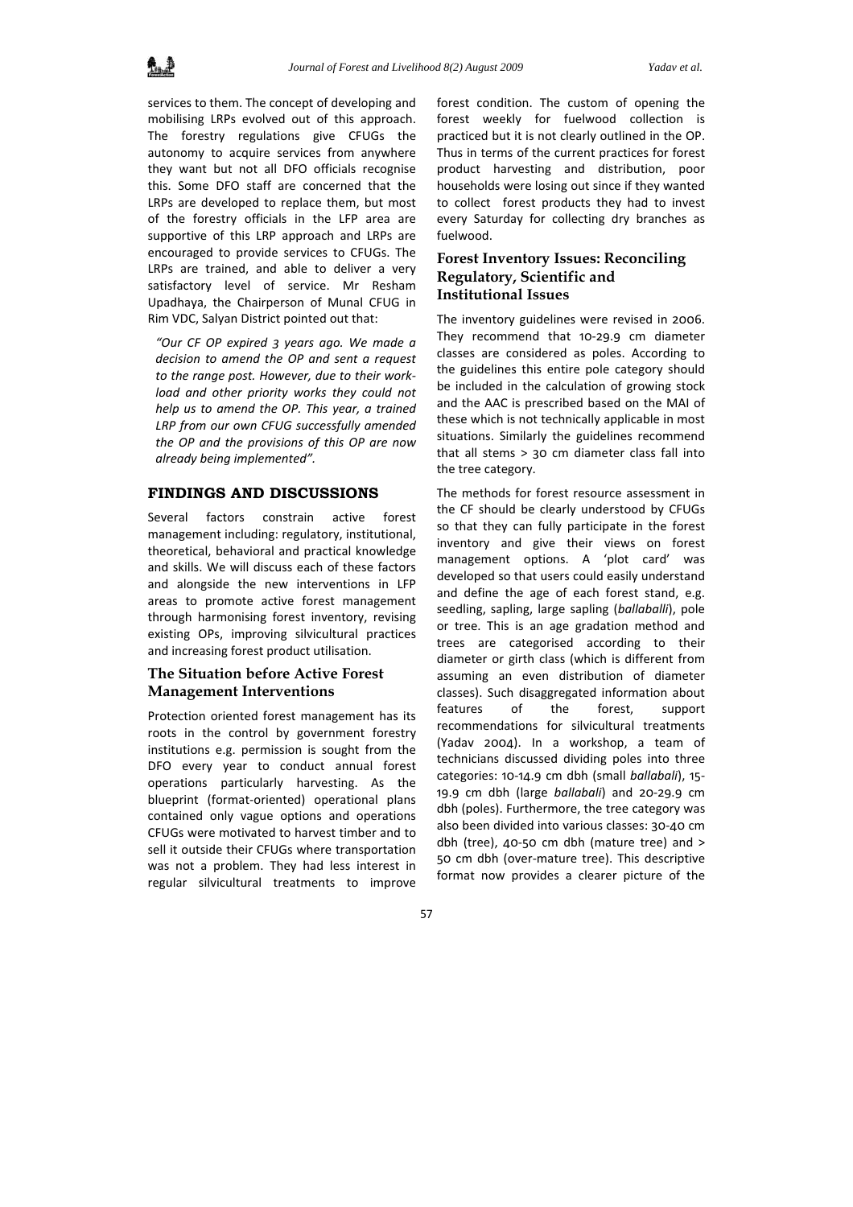services to them. The concept of developing and mobilising LRPs evolved out of this approach. The forestry regulations give CFUGs the autonomy to acquire services from anywhere they want but not all DFO officials recognise this. Some DFO staff are concerned that the LRPs are developed to replace them, but most of the forestry officials in the LFP area are supportive of this LRP approach and LRPs are encouraged to provide services to CFUGs. The LRPs are trained, and able to deliver a very satisfactory level of service. Mr Resham Upadhaya, the Chairperson of Munal CFUG in Rim VDC, Salyan District pointed out that:

> *"Our CF OP expired 3 years ago. We made a decision to amend the OP and sent a request to the range post. However, due to their work-load and other priority works they could not help us to amend the OP. This year, a trained LRP from our own CFUG successfully amended the OP and the provisions of this OP are now already being implemented".*

## FINDINGS AND DISCUSSIONS

Several factors constrain active forest management including: regulatory, institutional, theoretical, behavioral and practical knowledge and skills. We will discuss each of these factors and alongside the new interventions in LFP areas to promote active forest management through harmonising forest inventory, revising existing OPs, improving silvicultural practices and increasing forest product utilisation.

### The Situation before Active Forest Management Interventions

Protection oriented forest management has its roots in the control by government forestry institutions e.g. permission is sought from the DFO every year to conduct annual forest operations particularly harvesting. As the blueprint (format-oriented) operational plans contained only vague options and operations CFUGs were motivated to harvest timber and to sell it outside their CFUGs where transportation was not a problem. They had less interest in regular silvicultural treatments to improve forest condition. The custom of opening the forest weekly for fuelwood collection is practiced but it is not clearly outlined in the OP. Thus in terms of the current practices for forest product harvesting and distribution, poor households were losing out since if they wanted to collect forest products they had to invest every Saturday for collecting dry branches as fuelwood.

### Forest Inventory Issues: Reconciling Regulatory, Scientific and Institutional Issues

The inventory guidelines were revised in 2006. They recommend that 10-29.9 cm diameter classes are considered as poles. According to the guidelines this entire pole category should be included in the calculation of growing stock and the AAC is prescribed based on the MAI of these which is not technically applicable in most situations. Similarly the guidelines recommend that all stems > 30 cm diameter class fall into the tree category.

The methods for forest resource assessment in the CF should be clearly understood by CFUGs so that they can fully participate in the forest inventory and give their views on forest management options. A 'plot card' was developed so that users could easily understand and define the age of each forest stand, e.g. seedling, sapling, large sapling (*ballaballi*), pole or tree. This is an age gradation method and trees are categorised according to their diameter or girth class (which is different from assuming an even distribution of diameter classes). Such disaggregated information about features of the forest, support recommendations for silvicultural treatments (Yadav 2004). In a workshop, a team of technicians discussed dividing poles into three categories: 10-14.9 cm dbh (small *ballabali*), 15-19.9 cm dbh (large *ballabali*) and 20-29.9 cm dbh (poles). Furthermore, the tree category was also been divided into various classes: 30-40 cm dbh (tree), 40-50 cm dbh (mature tree) and > 50 cm dbh (over-mature tree). This descriptive format now provides a clearer picture of the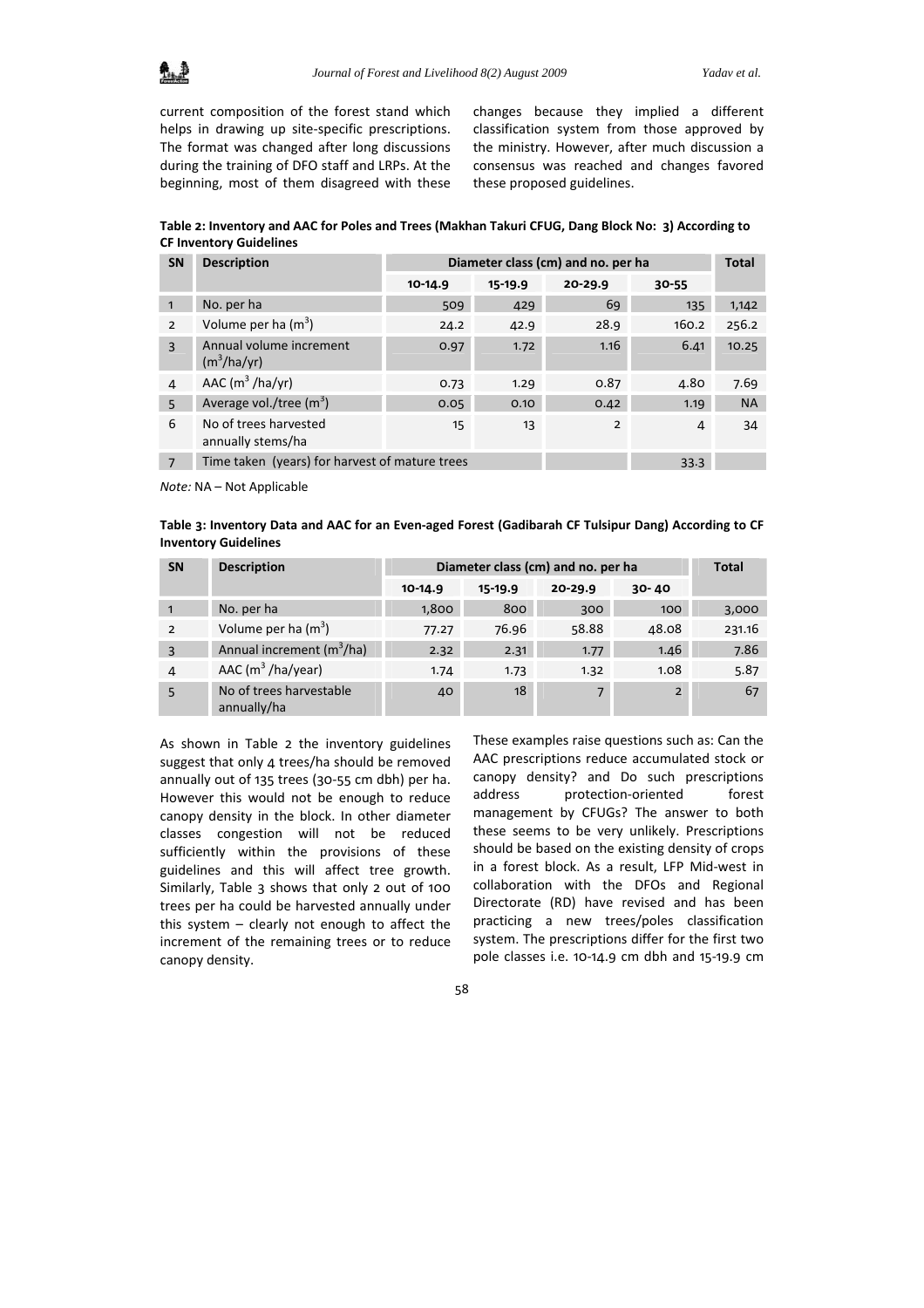current composition of the forest stand which helps in drawing up site-specific prescriptions. The format was changed after long discussions during the training of DFO staff and LRPs. At the beginning, most of them disagreed with these changes because they implied a different classification system from those approved by the ministry. However, after much discussion a consensus was reached and changes favored these proposed guidelines.

**Table 2: Inventory and AAC for Poles and Trees (Makhan Takuri CFUG, Dang Block No: 3) According to CF Inventory Guidelines**

| SN | Description | Diameter class (cm) and no. per ha | | | | Total |
|---|---|---|---|---|---|---|
| | | 10-14.9 | 15-19.9 | 20-29.9 | 30-55 | |
| 1 | No. per ha | 509 | 429 | 69 | 135 | 1,142 |
| 2 | Volume per ha ($m^3$) | 24.2 | 42.9 | 28.9 | 160.2 | 256.2 |
| 3 | Annual volume increment ($m^3$/ha/yr) | 0.97 | 1.72 | 1.16 | 6.41 | 10.25 |
| 4 | AAC ($m^3$ /ha/yr) | 0.73 | 1.29 | 0.87 | 4.80 | 7.69 |
| 5 | Average vol./tree ($m^3$) | 0.05 | 0.10 | 0.42 | 1.19 | NA |
| 6 | No of trees harvested annually stems/ha | 15 | 13 | 2 | 4 | 34 |
| 7 | Time taken (years) for harvest of mature trees | | | | 33.3 | |

*Note:* NA – Not Applicable

**Table 3: Inventory Data and AAC for an Even-aged Forest (Gadibarah CF Tulsipur Dang) According to CF Inventory Guidelines**

| SN | Description | Diameter class (cm) and no. per ha | | | | Total |
|---|---|---|---|---|---|---|
| | | 10-14.9 | 15-19.9 | 20-29.9 | 30- 40 | |
| 1 | No. per ha | 1,800 | 800 | 300 | 100 | 3,000 |
| 2 | Volume per ha ($m^3$) | 77.27 | 76.96 | 58.88 | 48.08 | 231.16 |
| 3 | Annual increment ($m^3$/ha) | 2.32 | 2.31 | 1.77 | 1.46 | 7.86 |
| 4 | AAC ($m^3$ /ha/year) | 1.74 | 1.73 | 1.32 | 1.08 | 5.87 |
| 5 | No of trees harvestable annually/ha | 40 | 18 | 7 | 2 | 67 |

As shown in Table 2 the inventory guidelines suggest that only 4 trees/ha should be removed annually out of 135 trees (30-55 cm dbh) per ha. However this would not be enough to reduce canopy density in the block. In other diameter classes congestion will not be reduced sufficiently within the provisions of these guidelines and this will affect tree growth. Similarly, Table 3 shows that only 2 out of 100 trees per ha could be harvested annually under this system – clearly not enough to affect the increment of the remaining trees or to reduce canopy density.

These examples raise questions such as: Can the AAC prescriptions reduce accumulated stock or canopy density? and Do such prescriptions address protection-oriented forest management by CFUGs? The answer to both these seems to be very unlikely. Prescriptions should be based on the existing density of crops in a forest block. As a result, LFP Mid-west in collaboration with the DFOs and Regional Directorate (RD) have revised and has been practicing a new trees/poles classification system. The prescriptions differ for the first two pole classes i.e. 10-14.9 cm dbh and 15-19.9 cm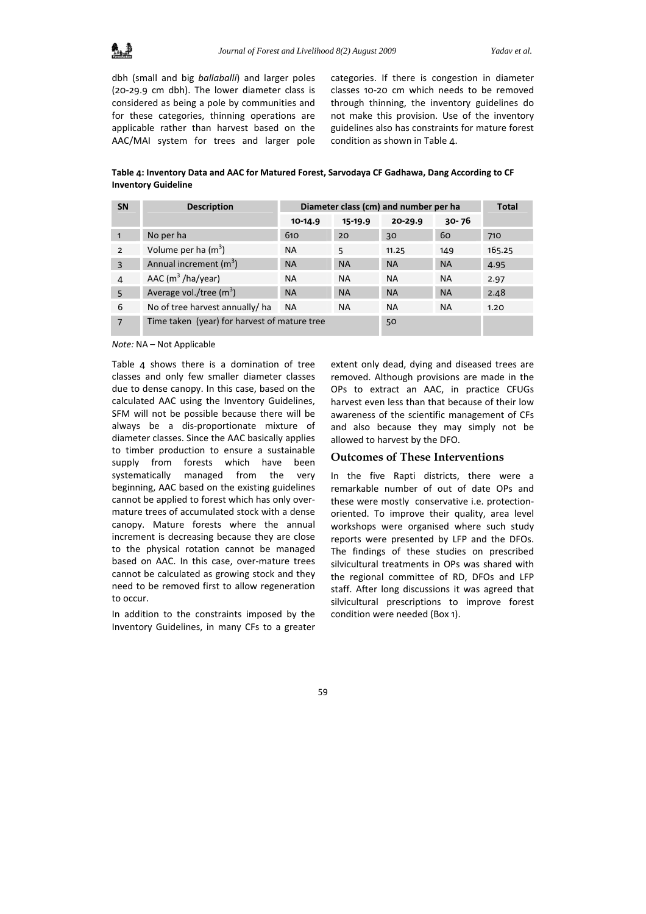dbh (small and big *ballaballi*) and larger poles (20-29.9 cm dbh). The lower diameter class is considered as being a pole by communities and for these categories, thinning operations are applicable rather than harvest based on the AAC/MAI system for trees and larger pole categories. If there is congestion in diameter classes 10-20 cm which needs to be removed through thinning, the inventory guidelines do not make this provision. Use of the inventory guidelines also has constraints for mature forest condition as shown in Table 4.

**Table 4: Inventory Data and AAC for Matured Forest, Sarvodaya CF Gadhawa, Dang According to CF Inventory Guideline**

| SN | Description | Diameter class (cm) and number per ha | | | | Total |
|---|---|---|---|---|---|---|
| | | 10-14.9 | 15-19.9 | 20-29.9 | 30- 76 | |
| 1 | No per ha | 610 | 20 | 30 | 60 | 710 |
| 2 | Volume per ha ($m^3$) | NA | 5 | 11.25 | 149 | 165.25 |
| 3 | Annual increment ($m^3$) | NA | NA | NA | NA | 4.95 |
| 4 | AAC ($m^3$ /ha/year) | NA | NA | NA | NA | 2.97 |
| 5 | Average vol./tree ($m^3$) | NA | NA | NA | NA | 2.48 |
| 6 | No of tree harvest annually/ ha | NA | NA | NA | NA | 1.20 |
| 7 | Time taken (year) for harvest of mature tree | | | 50 | | |

*Note:* NA – Not Applicable

Table 4 shows there is a domination of tree classes and only few smaller diameter classes due to dense canopy. In this case, based on the calculated AAC using the Inventory Guidelines, SFM will not be possible because there will be always be a dis-proportionate mixture of diameter classes. Since the AAC basically applies to timber production to ensure a sustainable supply from forests which have been systematically managed from the very beginning, AAC based on the existing guidelines cannot be applied to forest which has only over-mature trees of accumulated stock with a dense canopy. Mature forests where the annual increment is decreasing because they are close to the physical rotation cannot be managed based on AAC. In this case, over-mature trees cannot be calculated as growing stock and they need to be removed first to allow regeneration to occur.

In addition to the constraints imposed by the Inventory Guidelines, in many CFs to a greater extent only dead, dying and diseased trees are removed. Although provisions are made in the OPs to extract an AAC, in practice CFUGs harvest even less than that because of their low awareness of the scientific management of CFs and also because they may simply not be allowed to harvest by the DFO.

## Outcomes of These Interventions

In the five Rapti districts, there were a remarkable number of out of date OPs and these were mostly conservative i.e. protection-oriented. To improve their quality, area level workshops were organised where such study reports were presented by LFP and the DFOs. The findings of these studies on prescribed silvicultural treatments in OPs was shared with the regional committee of RD, DFOs and LFP staff. After long discussions it was agreed that silvicultural prescriptions to improve forest condition were needed (Box 1).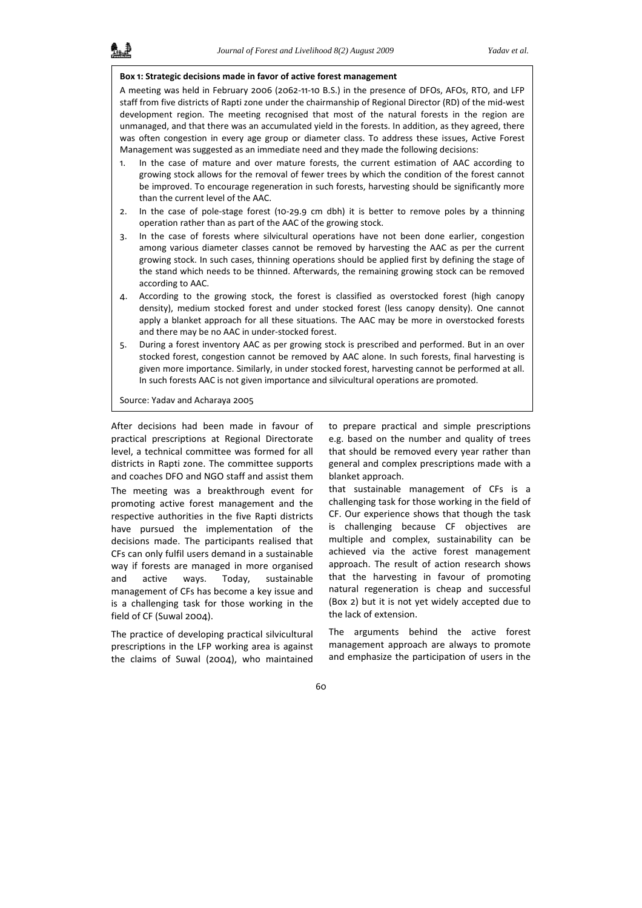**Box 1: Strategic decisions made in favor of active forest management**

A meeting was held in February 2006 (2062-11-10 B.S.) in the presence of DFOs, AFOs, RTO, and LFP staff from five districts of Rapti zone under the chairmanship of Regional Director (RD) of the mid-west development region. The meeting recognised that most of the natural forests in the region are unmanaged, and that there was an accumulated yield in the forests. In addition, as they agreed, there was often congestion in every age group or diameter class. To address these issues, Active Forest Management was suggested as an immediate need and they made the following decisions:

1. In the case of mature and over mature forests, the current estimation of AAC according to growing stock allows for the removal of fewer trees by which the condition of the forest cannot be improved. To encourage regeneration in such forests, harvesting should be significantly more than the current level of the AAC.
2. In the case of pole-stage forest (10-29.9 cm dbh) it is better to remove poles by a thinning operation rather than as part of the AAC of the growing stock.
3. In the case of forests where silvicultural operations have not been done earlier, congestion among various diameter classes cannot be removed by harvesting the AAC as per the current growing stock. In such cases, thinning operations should be applied first by defining the stage of the stand which needs to be thinned. Afterwards, the remaining growing stock can be removed according to AAC.
4. According to the growing stock, the forest is classified as overstocked forest (high canopy density), medium stocked forest and under stocked forest (less canopy density). One cannot apply a blanket approach for all these situations. The AAC may be more in overstocked forests and there may be no AAC in under-stocked forest.
5. During a forest inventory AAC as per growing stock is prescribed and performed. But in an over stocked forest, congestion cannot be removed by AAC alone. In such forests, final harvesting is given more importance. Similarly, in under stocked forest, harvesting cannot be performed at all. In such forests AAC is not given importance and silvicultural operations are promoted.

Source: Yadav and Acharaya 2005

After decisions had been made in favour of practical prescriptions at Regional Directorate level, a technical committee was formed for all districts in Rapti zone. The committee supports and coaches DFO and NGO staff and assist them

The meeting was a breakthrough event for promoting active forest management and the respective authorities in the five Rapti districts have pursued the implementation of the decisions made. The participants realised that CFs can only fulfil users demand in a sustainable way if forests are managed in more organised and active ways. Today, sustainable management of CFs has become a key issue and is a challenging task for those working in the field of CF (Suwal 2004).

The practice of developing practical silvicultural prescriptions in the LFP working area is against the claims of Suwal (2004), who maintained

to prepare practical and simple prescriptions e.g. based on the number and quality of trees that should be removed every year rather than general and complex prescriptions made with a blanket approach.

that sustainable management of CFs is a challenging task for those working in the field of CF. Our experience shows that though the task is challenging because CF objectives are multiple and complex, sustainability can be achieved via the active forest management approach. The result of action research shows that the harvesting in favour of promoting natural regeneration is cheap and successful (Box 2) but it is not yet widely accepted due to the lack of extension.

The arguments behind the active forest management approach are always to promote and emphasize the participation of users in the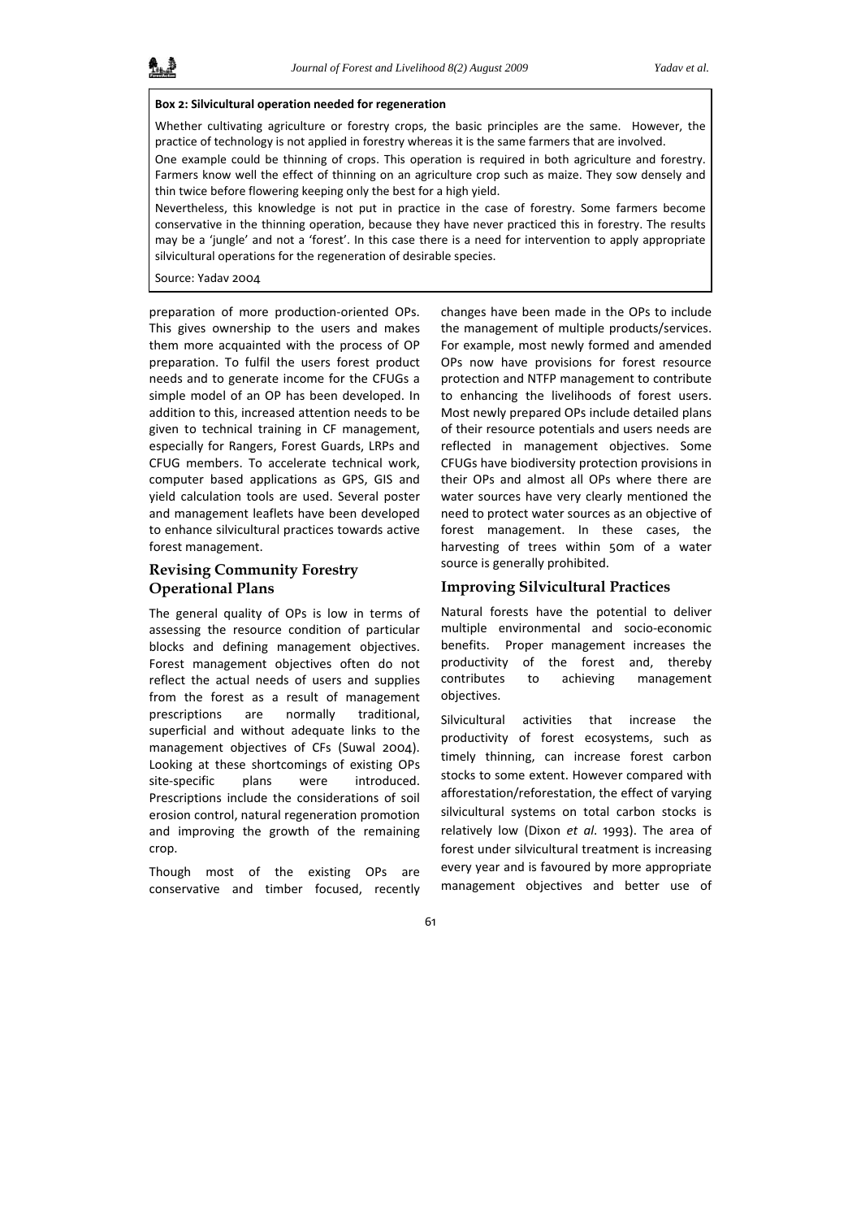**Box 2: Silvicultural operation needed for regeneration**

Whether cultivating agriculture or forestry crops, the basic principles are the same. However, the practice of technology is not applied in forestry whereas it is the same farmers that are involved.

One example could be thinning of crops. This operation is required in both agriculture and forestry. Farmers know well the effect of thinning on an agriculture crop such as maize. They sow densely and thin twice before flowering keeping only the best for a high yield.

Nevertheless, this knowledge is not put in practice in the case of forestry. Some farmers become conservative in the thinning operation, because they have never practiced this in forestry. The results may be a 'jungle' and not a 'forest'. In this case there is a need for intervention to apply appropriate silvicultural operations for the regeneration of desirable species.

Source: Yadav 2004

preparation of more production-oriented OPs. This gives ownership to the users and makes them more acquainted with the process of OP preparation. To fulfil the users forest product needs and to generate income for the CFUGs a simple model of an OP has been developed. In addition to this, increased attention needs to be given to technical training in CF management, especially for Rangers, Forest Guards, LRPs and CFUG members. To accelerate technical work, computer based applications as GPS, GIS and yield calculation tools are used. Several poster and management leaflets have been developed to enhance silvicultural practices towards active forest management.

## Revising Community Forestry Operational Plans

The general quality of OPs is low in terms of assessing the resource condition of particular blocks and defining management objectives. Forest management objectives often do not reflect the actual needs of users and supplies from the forest as a result of management prescriptions are normally traditional, superficial and without adequate links to the management objectives of CFs (Suwal 2004). Looking at these shortcomings of existing OPs site-specific plans were introduced. Prescriptions include the considerations of soil erosion control, natural regeneration promotion and improving the growth of the remaining crop.

Though most of the existing OPs are conservative and timber focused, recently changes have been made in the OPs to include the management of multiple products/services. For example, most newly formed and amended OPs now have provisions for forest resource protection and NTFP management to contribute to enhancing the livelihoods of forest users. Most newly prepared OPs include detailed plans of their resource potentials and users needs are reflected in management objectives. Some CFUGs have biodiversity protection provisions in their OPs and almost all OPs where there are water sources have very clearly mentioned the need to protect water sources as an objective of forest management. In these cases, the harvesting of trees within 50m of a water source is generally prohibited.

## Improving Silvicultural Practices

Natural forests have the potential to deliver multiple environmental and socio-economic benefits. Proper management increases the productivity of the forest and, thereby contributes to achieving management objectives.

Silvicultural activities that increase the productivity of forest ecosystems, such as timely thinning, can increase forest carbon stocks to some extent. However compared with afforestation/reforestation, the effect of varying silvicultural systems on total carbon stocks is relatively low (Dixon *et al*. 1993). The area of forest under silvicultural treatment is increasing every year and is favoured by more appropriate management objectives and better use of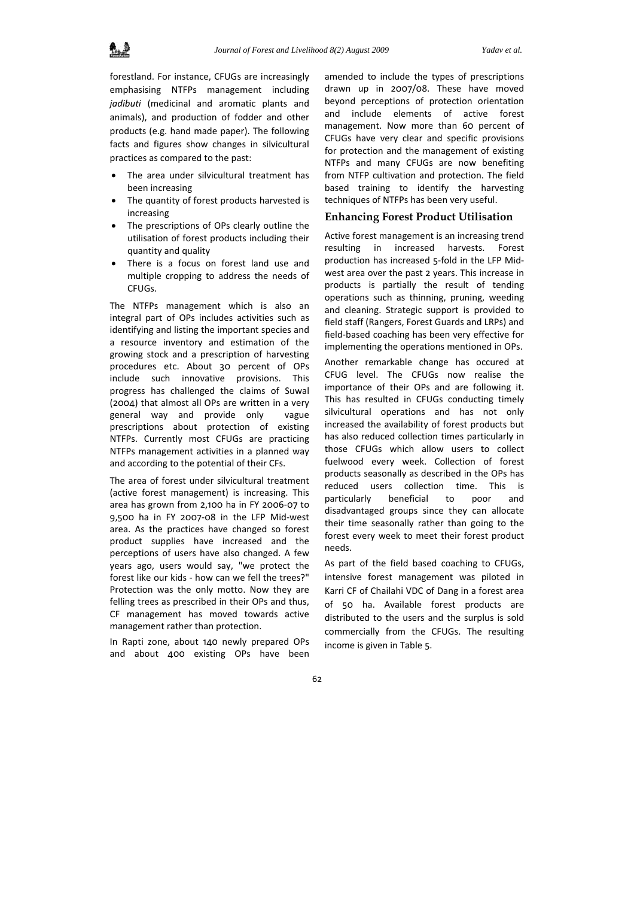forestland. For instance, CFUGs are increasingly emphasising NTFPs management including *jadibuti* (medicinal and aromatic plants and animals), and production of fodder and other products (e.g. hand made paper). The following facts and figures show changes in silvicultural practices as compared to the past:

- The area under silvicultural treatment has been increasing
- The quantity of forest products harvested is increasing
- The prescriptions of OPs clearly outline the utilisation of forest products including their quantity and quality
- There is a focus on forest land use and multiple cropping to address the needs of CFUGs.

The NTFPs management which is also an integral part of OPs includes activities such as identifying and listing the important species and a resource inventory and estimation of the growing stock and a prescription of harvesting procedures etc. About 30 percent of OPs include such innovative provisions. This progress has challenged the claims of Suwal (2004) that almost all OPs are written in a very general way and provide only vague prescriptions about protection of existing NTFPs. Currently most CFUGs are practicing NTFPs management activities in a planned way and according to the potential of their CFs.

The area of forest under silvicultural treatment (active forest management) is increasing. This area has grown from 2,100 ha in FY 2006-07 to 9,500 ha in FY 2007-08 in the LFP Mid-west area. As the practices have changed so forest product supplies have increased and the perceptions of users have also changed. A few years ago, users would say, "we protect the forest like our kids - how can we fell the trees?" Protection was the only motto. Now they are felling trees as prescribed in their OPs and thus, CF management has moved towards active management rather than protection.

In Rapti zone, about 140 newly prepared OPs and about 400 existing OPs have been amended to include the types of prescriptions drawn up in 2007/08. These have moved beyond perceptions of protection orientation and include elements of active forest management. Now more than 60 percent of CFUGs have very clear and specific provisions for protection and the management of existing NTFPs and many CFUGs are now benefiting from NTFP cultivation and protection. The field based training to identify the harvesting techniques of NTFPs has been very useful.

## Enhancing Forest Product Utilisation

Active forest management is an increasing trend resulting in increased harvests. Forest production has increased 5-fold in the LFP Mid-west area over the past 2 years. This increase in products is partially the result of tending operations such as thinning, pruning, weeding and cleaning. Strategic support is provided to field staff (Rangers, Forest Guards and LRPs) and field-based coaching has been very effective for implementing the operations mentioned in OPs.

Another remarkable change has occured at CFUG level. The CFUGs now realise the importance of their OPs and are following it. This has resulted in CFUGs conducting timely silvicultural operations and has not only increased the availability of forest products but has also reduced collection times particularly in those CFUGs which allow users to collect fuelwood every week. Collection of forest products seasonally as described in the OPs has reduced users collection time. This is particularly beneficial to poor and disadvantaged groups since they can allocate their time seasonally rather than going to the forest every week to meet their forest product needs.

As part of the field based coaching to CFUGs, intensive forest management was piloted in Karri CF of Chailahi VDC of Dang in a forest area of 50 ha. Available forest products are distributed to the users and the surplus is sold commercially from the CFUGs. The resulting income is given in Table 5.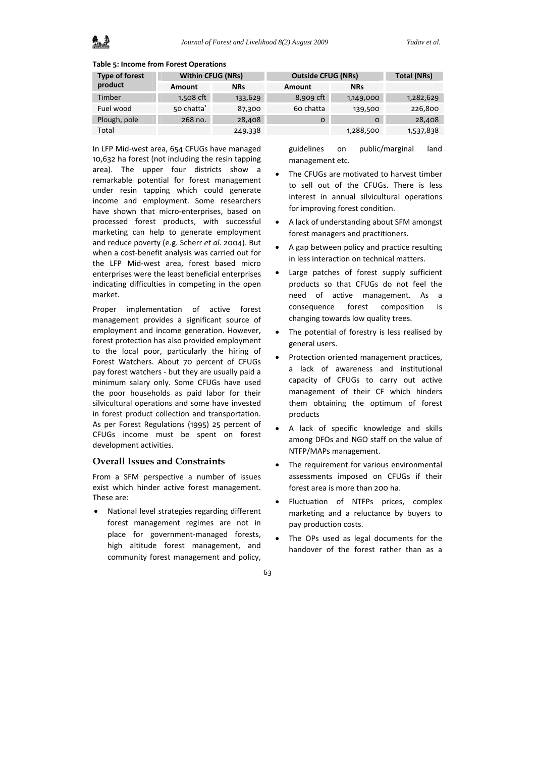**Table 5: Income from Forest Operations**

| Type of forest product | Within CFUG (NRs) | | Outside CFUG (NRs) | | Total (NRs) |
|---|---|---|---|---|---|
| | Amount | NRs | Amount | NRs | |
| Timber | 1,508 cft | 133,629 | 8,909 cft | 1,149,000 | 1,282,629 |
| Fuel wood | 50 chatta' | 87,300 | 60 chatta | 139,500 | 226,800 |
| Plough, pole | 268 no. | 28,408 | 0 | 0 | 28,408 |
| Total | | 249,338 | | 1,288,500 | 1,537,838 |

In LFP Mid-west area, 654 CFUGs have managed 10,632 ha forest (not including the resin tapping area). The upper four districts show a remarkable potential for forest management under resin tapping which could generate income and employment. Some researchers have shown that micro-enterprises, based on processed forest products, with successful marketing can help to generate employment and reduce poverty (e.g. Scherr *et al.* 2004). But when a cost-benefit analysis was carried out for the LFP Mid-west area, forest based micro enterprises were the least beneficial enterprises indicating difficulties in competing in the open market.

Proper implementation of active forest management provides a significant source of employment and income generation. However, forest protection has also provided employment to the local poor, particularly the hiring of Forest Watchers. About 70 percent of CFUGs pay forest watchers - but they are usually paid a minimum salary only. Some CFUGs have used the poor households as paid labor for their silvicultural operations and some have invested in forest product collection and transportation. As per Forest Regulations (1995) 25 percent of CFUGs income must be spent on forest development activities.

## Overall Issues and Constraints

From a SFM perspective a number of issues exist which hinder active forest management. These are:

- National level strategies regarding different forest management regimes are not in place for government-managed forests, high altitude forest management, and community forest management and policy, guidelines on public/marginal land management etc.
- The CFUGs are motivated to harvest timber to sell out of the CFUGs. There is less interest in annual silvicultural operations for improving forest condition.
- A lack of understanding about SFM amongst forest managers and practitioners.
- A gap between policy and practice resulting in less interaction on technical matters.
- Large patches of forest supply sufficient products so that CFUGs do not feel the need of active management. As a consequence forest composition is changing towards low quality trees.
- The potential of forestry is less realised by general users.
- Protection oriented management practices, a lack of awareness and institutional capacity of CFUGs to carry out active management of their CF which hinders them obtaining the optimum of forest products
- A lack of specific knowledge and skills among DFOs and NGO staff on the value of NTFP/MAPs management.
- The requirement for various environmental assessments imposed on CFUGs if their forest area is more than 200 ha.
- Fluctuation of NTFPs prices, complex marketing and a reluctance by buyers to pay production costs.
- The OPs used as legal documents for the handover of the forest rather than as a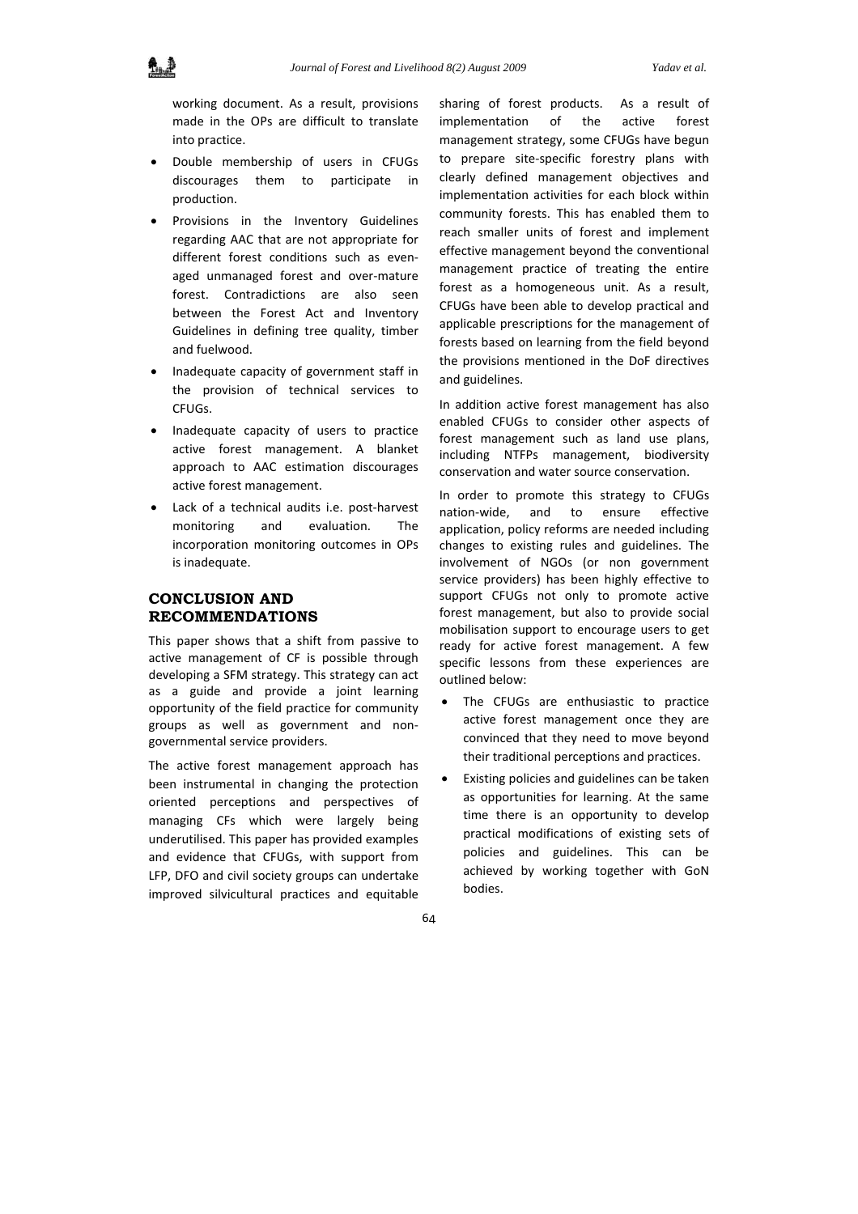working document. As a result, provisions made in the OPs are difficult to translate into practice.

- Double membership of users in CFUGs discourages them to participate in production.
- Provisions in the Inventory Guidelines regarding AAC that are not appropriate for different forest conditions such as even-aged unmanaged forest and over-mature forest. Contradictions are also seen between the Forest Act and Inventory Guidelines in defining tree quality, timber and fuelwood.
- Inadequate capacity of government staff in the provision of technical services to CFUGs.
- Inadequate capacity of users to practice active forest management. A blanket approach to AAC estimation discourages active forest management.
- Lack of a technical audits i.e. post-harvest monitoring and evaluation. The incorporation monitoring outcomes in OPs is inadequate.

## CONCLUSION AND RECOMMENDATIONS

This paper shows that a shift from passive to active management of CF is possible through developing a SFM strategy. This strategy can act as a guide and provide a joint learning opportunity of the field practice for community groups as well as government and non-governmental service providers.

The active forest management approach has been instrumental in changing the protection oriented perceptions and perspectives of managing CFs which were largely being underutilised. This paper has provided examples and evidence that CFUGs, with support from LFP, DFO and civil society groups can undertake improved silvicultural practices and equitable sharing of forest products. As a result of implementation of the active forest management strategy, some CFUGs have begun to prepare site-specific forestry plans with clearly defined management objectives and implementation activities for each block within community forests. This has enabled them to reach smaller units of forest and implement effective management beyond the conventional management practice of treating the entire forest as a homogeneous unit. As a result, CFUGs have been able to develop practical and applicable prescriptions for the management of forests based on learning from the field beyond the provisions mentioned in the DoF directives and guidelines.

In addition active forest management has also enabled CFUGs to consider other aspects of forest management such as land use plans, including NTFPs management, biodiversity conservation and water source conservation.

In order to promote this strategy to CFUGs nation-wide, and to ensure effective application, policy reforms are needed including changes to existing rules and guidelines. The involvement of NGOs (or non government service providers) has been highly effective to support CFUGs not only to promote active forest management, but also to provide social mobilisation support to encourage users to get ready for active forest management. A few specific lessons from these experiences are outlined below:

- The CFUGs are enthusiastic to practice active forest management once they are convinced that they need to move beyond their traditional perceptions and practices.
- Existing policies and guidelines can be taken as opportunities for learning. At the same time there is an opportunity to develop practical modifications of existing sets of policies and guidelines. This can be achieved by working together with GoN bodies.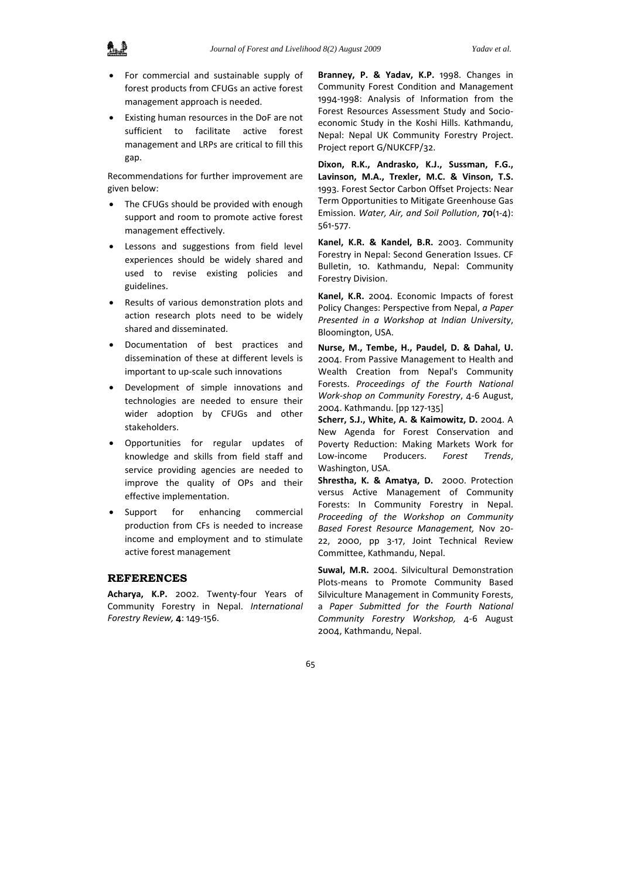- For commercial and sustainable supply of forest products from CFUGs an active forest management approach is needed.
- Existing human resources in the DoF are not sufficient to facilitate active forest management and LRPs are critical to fill this gap.

Recommendations for further improvement are given below:

- The CFUGs should be provided with enough support and room to promote active forest management effectively.
- Lessons and suggestions from field level experiences should be widely shared and used to revise existing policies and guidelines.
- Results of various demonstration plots and action research plots need to be widely shared and disseminated.
- Documentation of best practices and dissemination of these at different levels is important to up-scale such innovations
- Development of simple innovations and technologies are needed to ensure their wider adoption by CFUGs and other stakeholders.
- Opportunities for regular updates of knowledge and skills from field staff and service providing agencies are needed to improve the quality of OPs and their effective implementation.
- Support for enhancing commercial production from CFs is needed to increase income and employment and to stimulate active forest management

## REFERENCES

**Acharya, K.P.** 2002. Twenty-four Years of Community Forestry in Nepal. *International Forestry Review,* **4**: 149-156.

**Branney, P. & Yadav, K.P.** 1998. Changes in Community Forest Condition and Management 1994-1998: Analysis of Information from the Forest Resources Assessment Study and Socio-economic Study in the Koshi Hills. Kathmandu, Nepal: Nepal UK Community Forestry Project. Project report G/NUKCFP/32.

**Dixon, R.K., Andrasko, K.J., Sussman, F.G., Lavinson, M.A., Trexler, M.C. & Vinson, T.S.** 1993. Forest Sector Carbon Offset Projects: Near Term Opportunities to Mitigate Greenhouse Gas Emission. *Water, Air, and Soil Pollution*, **70**(1-4): 561-577.

**Kanel, K.R. & Kandel, B.R.** 2003. Community Forestry in Nepal: Second Generation Issues. CF Bulletin, 10. Kathmandu, Nepal: Community Forestry Division.

**Kanel, K.R.** 2004. Economic Impacts of forest Policy Changes: Perspective from Nepal, *a Paper Presented in a Workshop at Indian University*, Bloomington, USA.

**Nurse, M., Tembe, H., Paudel, D. & Dahal, U.** 2004. From Passive Management to Health and Wealth Creation from Nepal's Community Forests. *Proceedings of the Fourth National Work-shop on Community Forestry*, 4-6 August, 2004. Kathmandu. [pp 127-135]

**Scherr, S.J., White, A. & Kaimowitz, D.** 2004. A New Agenda for Forest Conservation and Poverty Reduction: Making Markets Work for Low-income Producers. *Forest Trends*, Washington, USA.

**Shrestha, K. & Amatya, D.** 2000. Protection versus Active Management of Community Forests: In Community Forestry in Nepal. *Proceeding of the Workshop on Community Based Forest Resource Management,* Nov 20-22, 2000, pp 3-17, Joint Technical Review Committee, Kathmandu, Nepal.

**Suwal, M.R.** 2004. Silvicultural Demonstration Plots-means to Promote Community Based Silviculture Management in Community Forests, a *Paper Submitted for the Fourth National Community Forestry Workshop,* 4-6 August 2004, Kathmandu, Nepal.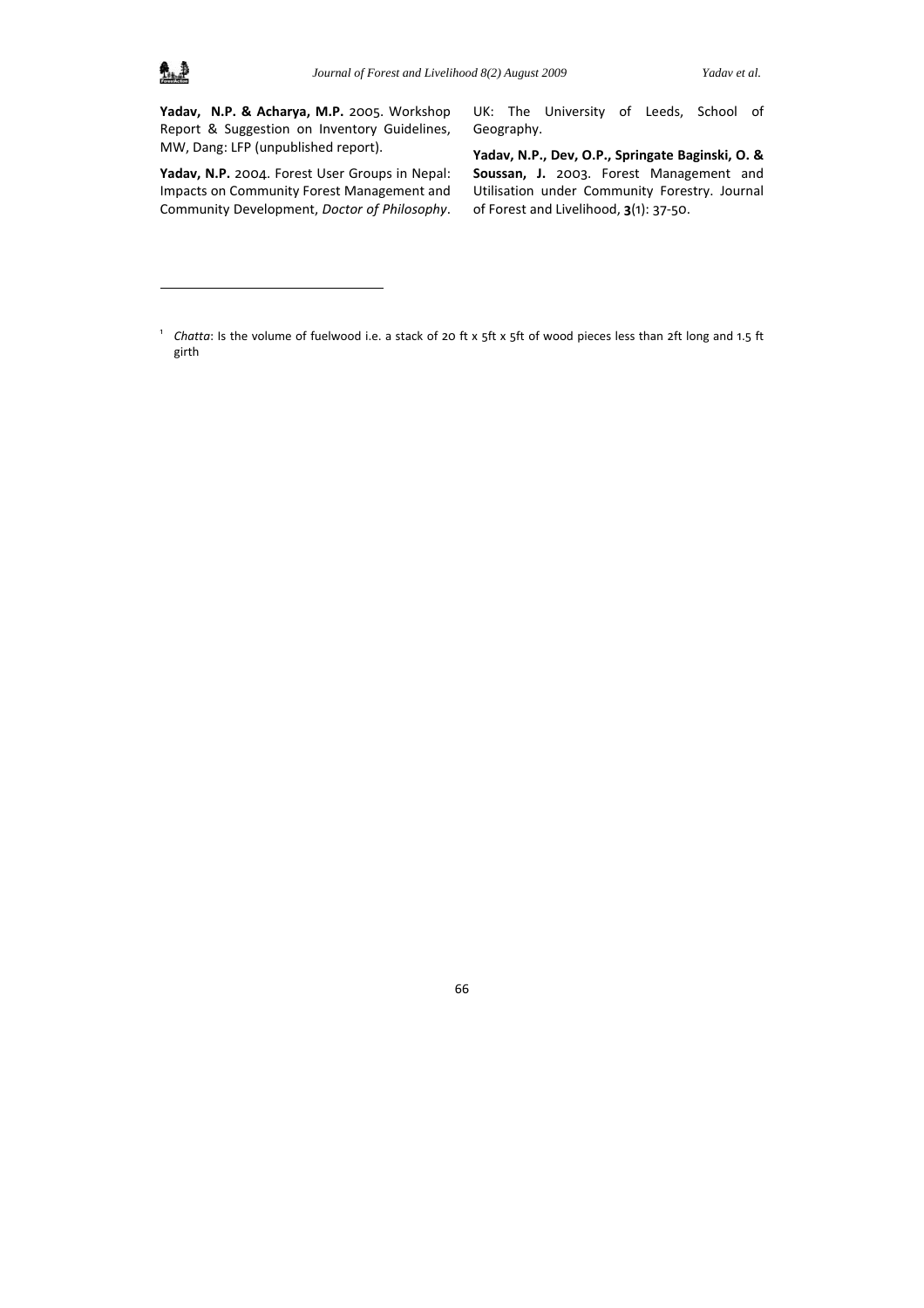**Yadav, N.P. & Acharya, M.P.** 2005. Workshop Report & Suggestion on Inventory Guidelines, MW, Dang: LFP (unpublished report).

**Yadav, N.P.** 2004. Forest User Groups in Nepal: Impacts on Community Forest Management and Community Development, *Doctor of Philosophy*. UK: The University of Leeds, School of Geography.

**Yadav, N.P., Dev, O.P., Springate Baginski, O. & Soussan, J.** 2003. Forest Management and Utilisation under Community Forestry. Journal of Forest and Livelihood, **3**(1): 37-50.

---

[1] *Chatta*: Is the volume of fuelwood i.e. a stack of 20 ft x 5ft x 5ft of wood pieces less than 2ft long and 1.5 ft girth